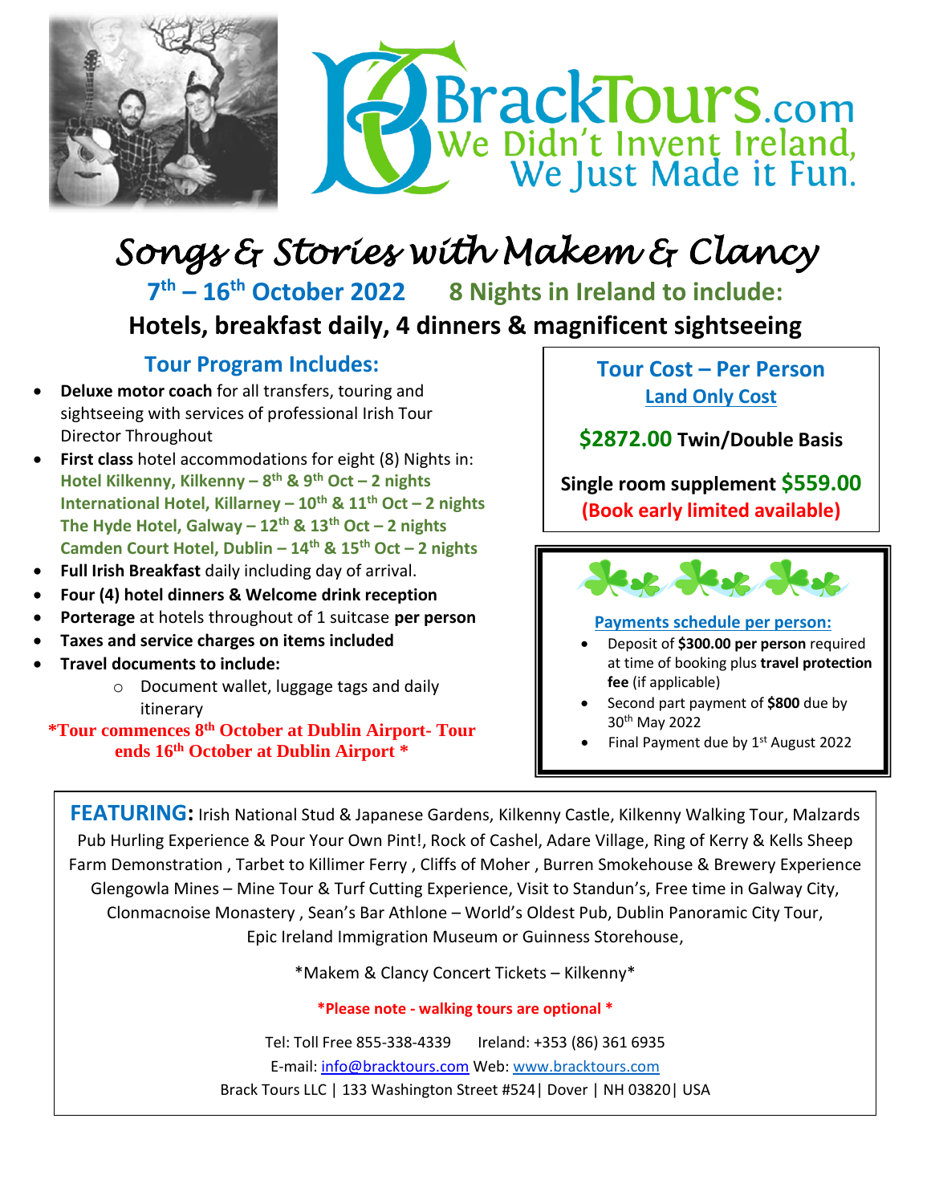BrackTours.com
We Didn't Invent Ireland, We Just Made it Fun.

# Songs & Stories with Makem & Clancy

**7th – 16th October 2022** **8 Nights in Ireland to include:**

**Hotels, breakfast daily, 4 dinners & magnificent sightseeing**

## Tour Program Includes:

- **Deluxe motor coach** for all transfers, touring and sightseeing with services of professional Irish Tour Director Throughout
- **First class** hotel accommodations for eight (8) Nights in:
  **Hotel Kilkenny, Kilkenny – 8th & 9th Oct – 2 nights**
  **International Hotel, Killarney – 10th & 11th Oct – 2 nights**
  **The Hyde Hotel, Galway – 12th & 13th Oct – 2 nights**
  **Camden Court Hotel, Dublin – 14th & 15th Oct – 2 nights**
- **Full Irish Breakfast** daily including day of arrival.
- **Four (4) hotel dinners & Welcome drink reception**
- **Porterage** at hotels throughout of 1 suitcase **per person**
- **Taxes and service charges on items included**
- **Travel documents to include:**
  - Document wallet, luggage tags and daily itinerary

**\*Tour commences 8th October at Dublin Airport- Tour ends 16th October at Dublin Airport \***

## Tour Cost – Per Person

**Land Only Cost**

**$2872.00 Twin/Double Basis**

**Single room supplement $559.00**
**(Book early limited available)**

**Payments schedule per person:**

- Deposit of **$300.00 per person** required at time of booking plus **travel protection fee** (if applicable)
- Second part payment of **$800** due by 30th May 2022
- Final Payment due by 1st August 2022

**FEATURING:** Irish National Stud & Japanese Gardens, Kilkenny Castle, Kilkenny Walking Tour, Malzards Pub Hurling Experience & Pour Your Own Pint!, Rock of Cashel, Adare Village, Ring of Kerry & Kells Sheep Farm Demonstration , Tarbet to Killimer Ferry , Cliffs of Moher , Burren Smokehouse & Brewery Experience Glengowla Mines – Mine Tour & Turf Cutting Experience, Visit to Standun's, Free time in Galway City, Clonmacnoise Monastery , Sean's Bar Athlone – World's Oldest Pub, Dublin Panoramic City Tour, Epic Ireland Immigration Museum or Guinness Storehouse,

*Makem & Clancy Concert Tickets – Kilkenny*

**\*Please note - walking tours are optional \***

Tel: Toll Free 855-338-4339 Ireland: +353 (86) 361 6935
E-mail: info@bracktours.com Web: www.bracktours.com
Brack Tours LLC | 133 Washington Street #524| Dover | NH 03820| USA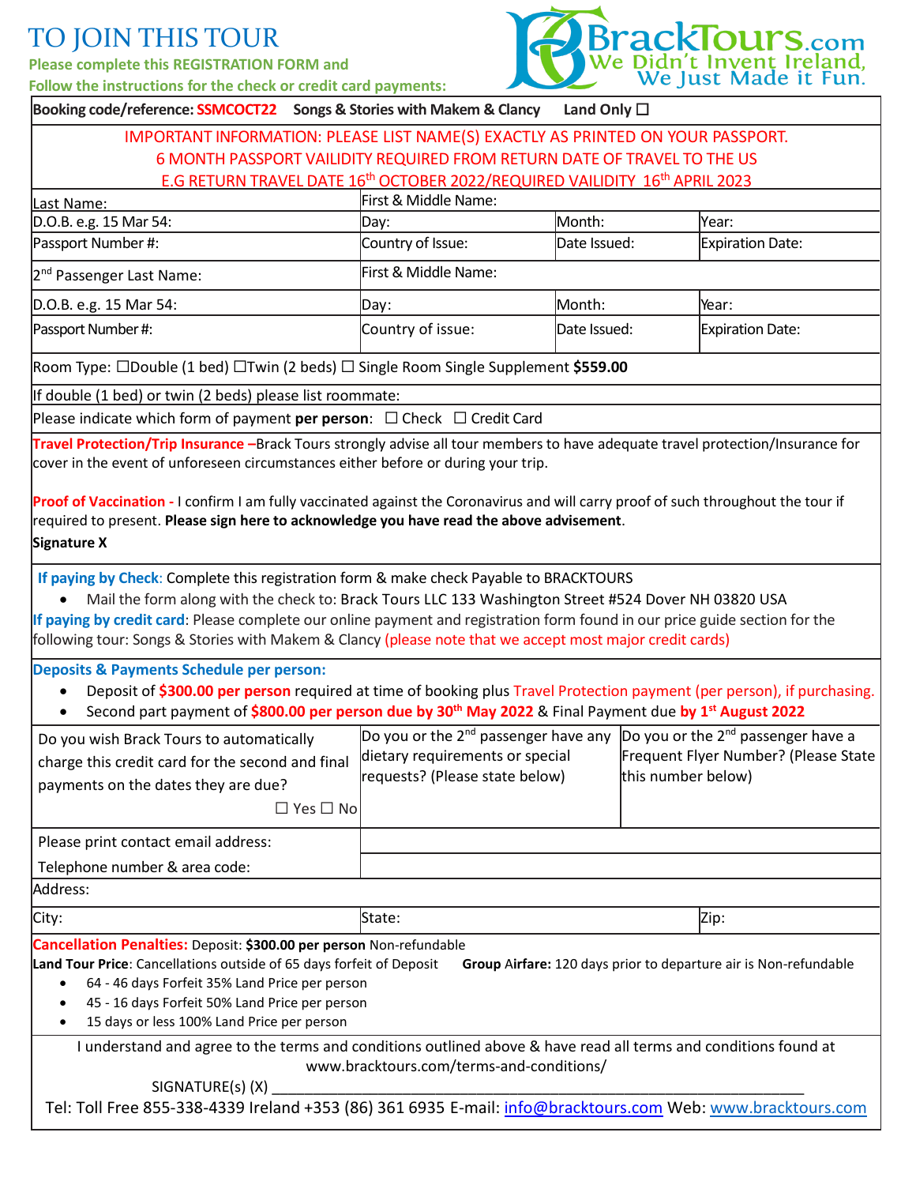# TO JOIN THIS TOUR

**Please complete this REGISTRATION FORM and Follow the instructions for the check or credit card payments:**

BrackTours.com — We Didn't Invent Ireland, We Just Made it Fun.

**Booking code/reference: SSMCOCT22** **Songs & Stories with Makem & Clancy** **Land Only ☐**

IMPORTANT INFORMATION: PLEASE LIST NAME(S) EXACTLY AS PRINTED ON YOUR PASSPORT.
6 MONTH PASSPORT VAILIDITY REQUIRED FROM RETURN DATE OF TRAVEL TO THE US
E.G RETURN TRAVEL DATE 16th OCTOBER 2022/REQUIRED VAILIDITY 16th APRIL 2023

| | | | |
|---|---|---|---|
| Last Name: | First & Middle Name: | | |
| D.O.B. e.g. 15 Mar 54: | Day: | Month: | Year: |
| Passport Number #: | Country of Issue: | Date Issued: | Expiration Date: |
| 2nd Passenger Last Name: | First & Middle Name: | | |
| D.O.B. e.g. 15 Mar 54: | Day: | Month: | Year: |
| Passport Number #: | Country of issue: | Date Issued: | Expiration Date: |

Room Type: ☐Double (1 bed) ☐Twin (2 beds) ☐ Single Room Single Supplement **$559.00**

If double (1 bed) or twin (2 beds) please list roommate:

Please indicate which form of payment **per person**: ☐ Check ☐ Credit Card

**Travel Protection/Trip Insurance –** Brack Tours strongly advise all tour members to have adequate travel protection/Insurance for cover in the event of unforeseen circumstances either before or during your trip.

**Proof of Vaccination -** I confirm I am fully vaccinated against the Coronavirus and will carry proof of such throughout the tour if required to present. **Please sign here to acknowledge you have read the above advisement.**

**Signature X**

**If paying by Check**: Complete this registration form & make check Payable to BRACKTOURS

- Mail the form along with the check to: Brack Tours LLC 133 Washington Street #524 Dover NH 03820 USA

**If paying by credit card**: Please complete our online payment and registration form found in our price guide section for the following tour: Songs & Stories with Makem & Clancy (please note that we accept most major credit cards)

**Deposits & Payments Schedule per person:**

- Deposit of **$300.00 per person** required at time of booking plus Travel Protection payment (per person), if purchasing.
- Second part payment of **$800.00 per person due by 30th May 2022** & Final Payment due **by 1st August 2022**

| | | |
|---|---|---|
| Do you wish Brack Tours to automatically charge this credit card for the second and final payments on the dates they are due? ☐ Yes ☐ No | Do you or the 2nd passenger have any dietary requirements or special requests? (Please state below) | Do you or the 2nd passenger have a Frequent Flyer Number? (Please State this number below) |

| | | |
|---|---|---|
| Please print contact email address: | | |
| Telephone number & area code: | | |
| Address: | | |
| City: | State: | Zip: |

**Cancellation Penalties:** Deposit: **$300.00 per person** Non-refundable

**Land Tour Price**: Cancellations outside of 65 days forfeit of Deposit **Group Airfare:** 120 days prior to departure air is Non-refundable

- 64 - 46 days Forfeit 35% Land Price per person
- 45 - 16 days Forfeit 50% Land Price per person
- 15 days or less 100% Land Price per person

I understand and agree to the terms and conditions outlined above & have read all terms and conditions found at www.bracktours.com/terms-and-conditions/

SIGNATURE(s) (X) ____________________________________________

Tel: Toll Free 855-338-4339 Ireland +353 (86) 361 6935 E-mail: info@bracktours.com Web: www.bracktours.com